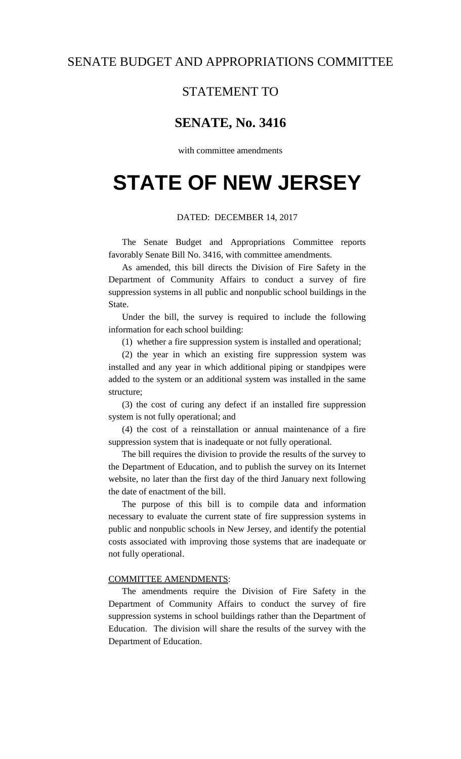# SENATE BUDGET AND APPROPRIATIONS COMMITTEE

## STATEMENT TO

## SENATE, No. 3416

with committee amendments

# STATE OF NEW JERSEY

DATED: DECEMBER 14, 2017

The Senate Budget and Appropriations Committee reports favorably Senate Bill No. 3416, with committee amendments.

As amended, this bill directs the Division of Fire Safety in the Department of Community Affairs to conduct a survey of fire suppression systems in all public and nonpublic school buildings in the State.

Under the bill, the survey is required to include the following information for each school building:

(1) whether a fire suppression system is installed and operational;

(2) the year in which an existing fire suppression system was installed and any year in which additional piping or standpipes were added to the system or an additional system was installed in the same structure;

(3) the cost of curing any defect if an installed fire suppression system is not fully operational; and

(4) the cost of a reinstallation or annual maintenance of a fire suppression system that is inadequate or not fully operational.

The bill requires the division to provide the results of the survey to the Department of Education, and to publish the survey on its Internet website, no later than the first day of the third January next following the date of enactment of the bill.

The purpose of this bill is to compile data and information necessary to evaluate the current state of fire suppression systems in public and nonpublic schools in New Jersey, and identify the potential costs associated with improving those systems that are inadequate or not fully operational.

<u>COMMITTEE AMENDMENTS</u>:

The amendments require the Division of Fire Safety in the Department of Community Affairs to conduct the survey of fire suppression systems in school buildings rather than the Department of Education. The division will share the results of the survey with the Department of Education.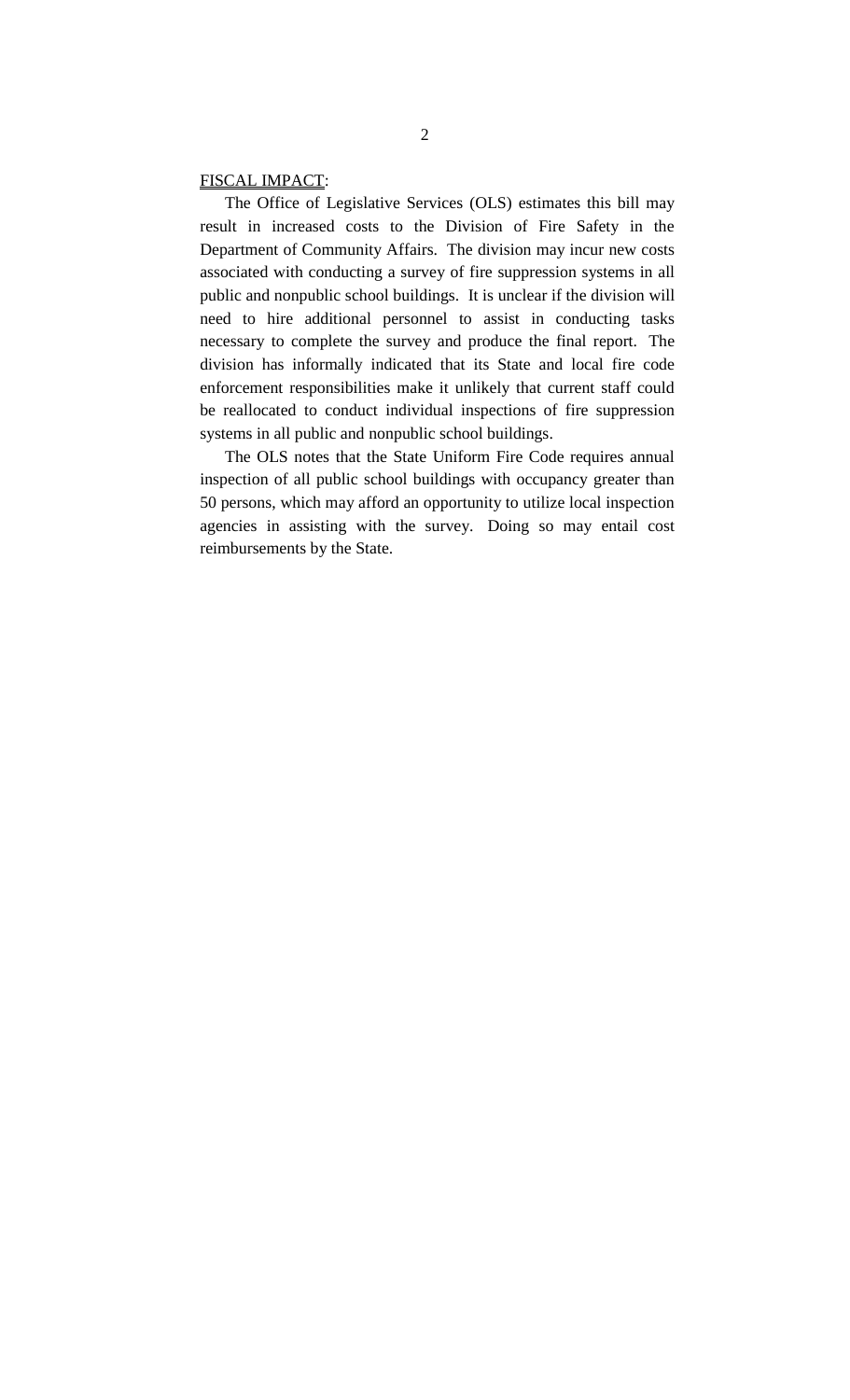FISCAL IMPACT:

The Office of Legislative Services (OLS) estimates this bill may result in increased costs to the Division of Fire Safety in the Department of Community Affairs. The division may incur new costs associated with conducting a survey of fire suppression systems in all public and nonpublic school buildings. It is unclear if the division will need to hire additional personnel to assist in conducting tasks necessary to complete the survey and produce the final report. The division has informally indicated that its State and local fire code enforcement responsibilities make it unlikely that current staff could be reallocated to conduct individual inspections of fire suppression systems in all public and nonpublic school buildings.

The OLS notes that the State Uniform Fire Code requires annual inspection of all public school buildings with occupancy greater than 50 persons, which may afford an opportunity to utilize local inspection agencies in assisting with the survey. Doing so may entail cost reimbursements by the State.